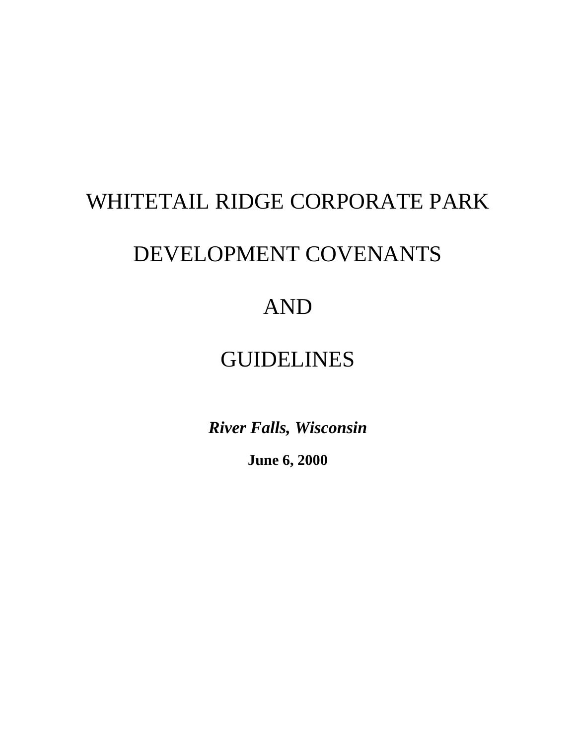# WHITETAIL RIDGE CORPORATE PARK

# DEVELOPMENT COVENANTS

# AND

# GUIDELINES

***River Falls, Wisconsin***

**June 6, 2000**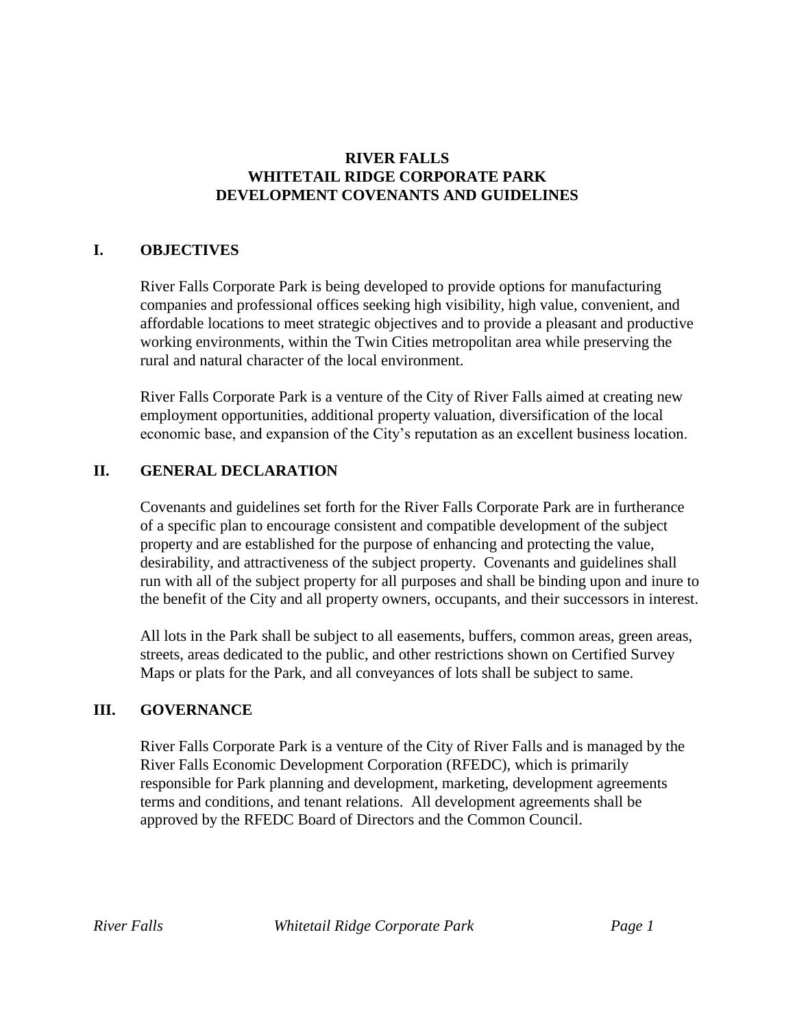# RIVER FALLS
# WHITETAIL RIDGE CORPORATE PARK
# DEVELOPMENT COVENANTS AND GUIDELINES

## I. OBJECTIVES

River Falls Corporate Park is being developed to provide options for manufacturing companies and professional offices seeking high visibility, high value, convenient, and affordable locations to meet strategic objectives and to provide a pleasant and productive working environments, within the Twin Cities metropolitan area while preserving the rural and natural character of the local environment.

River Falls Corporate Park is a venture of the City of River Falls aimed at creating new employment opportunities, additional property valuation, diversification of the local economic base, and expansion of the City's reputation as an excellent business location.

## II. GENERAL DECLARATION

Covenants and guidelines set forth for the River Falls Corporate Park are in furtherance of a specific plan to encourage consistent and compatible development of the subject property and are established for the purpose of enhancing and protecting the value, desirability, and attractiveness of the subject property. Covenants and guidelines shall run with all of the subject property for all purposes and shall be binding upon and inure to the benefit of the City and all property owners, occupants, and their successors in interest.

All lots in the Park shall be subject to all easements, buffers, common areas, green areas, streets, areas dedicated to the public, and other restrictions shown on Certified Survey Maps or plats for the Park, and all conveyances of lots shall be subject to same.

## III. GOVERNANCE

River Falls Corporate Park is a venture of the City of River Falls and is managed by the River Falls Economic Development Corporation (RFEDC), which is primarily responsible for Park planning and development, marketing, development agreements terms and conditions, and tenant relations. All development agreements shall be approved by the RFEDC Board of Directors and the Common Council.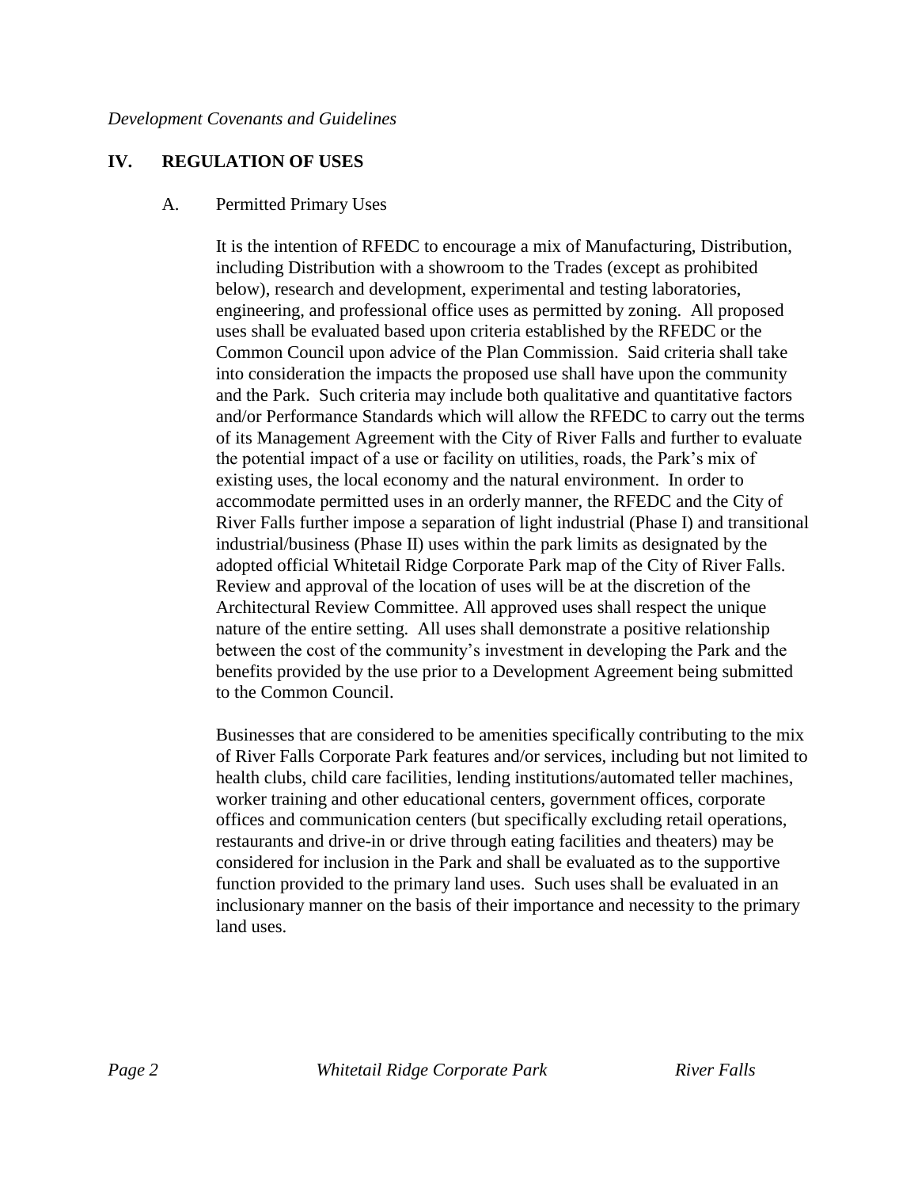## IV. REGULATION OF USES

### A. Permitted Primary Uses

It is the intention of RFEDC to encourage a mix of Manufacturing, Distribution, including Distribution with a showroom to the Trades (except as prohibited below), research and development, experimental and testing laboratories, engineering, and professional office uses as permitted by zoning. All proposed uses shall be evaluated based upon criteria established by the RFEDC or the Common Council upon advice of the Plan Commission. Said criteria shall take into consideration the impacts the proposed use shall have upon the community and the Park. Such criteria may include both qualitative and quantitative factors and/or Performance Standards which will allow the RFEDC to carry out the terms of its Management Agreement with the City of River Falls and further to evaluate the potential impact of a use or facility on utilities, roads, the Park's mix of existing uses, the local economy and the natural environment. In order to accommodate permitted uses in an orderly manner, the RFEDC and the City of River Falls further impose a separation of light industrial (Phase I) and transitional industrial/business (Phase II) uses within the park limits as designated by the adopted official Whitetail Ridge Corporate Park map of the City of River Falls. Review and approval of the location of uses will be at the discretion of the Architectural Review Committee. All approved uses shall respect the unique nature of the entire setting. All uses shall demonstrate a positive relationship between the cost of the community's investment in developing the Park and the benefits provided by the use prior to a Development Agreement being submitted to the Common Council.

Businesses that are considered to be amenities specifically contributing to the mix of River Falls Corporate Park features and/or services, including but not limited to health clubs, child care facilities, lending institutions/automated teller machines, worker training and other educational centers, government offices, corporate offices and communication centers (but specifically excluding retail operations, restaurants and drive-in or drive through eating facilities and theaters) may be considered for inclusion in the Park and shall be evaluated as to the supportive function provided to the primary land uses. Such uses shall be evaluated in an inclusionary manner on the basis of their importance and necessity to the primary land uses.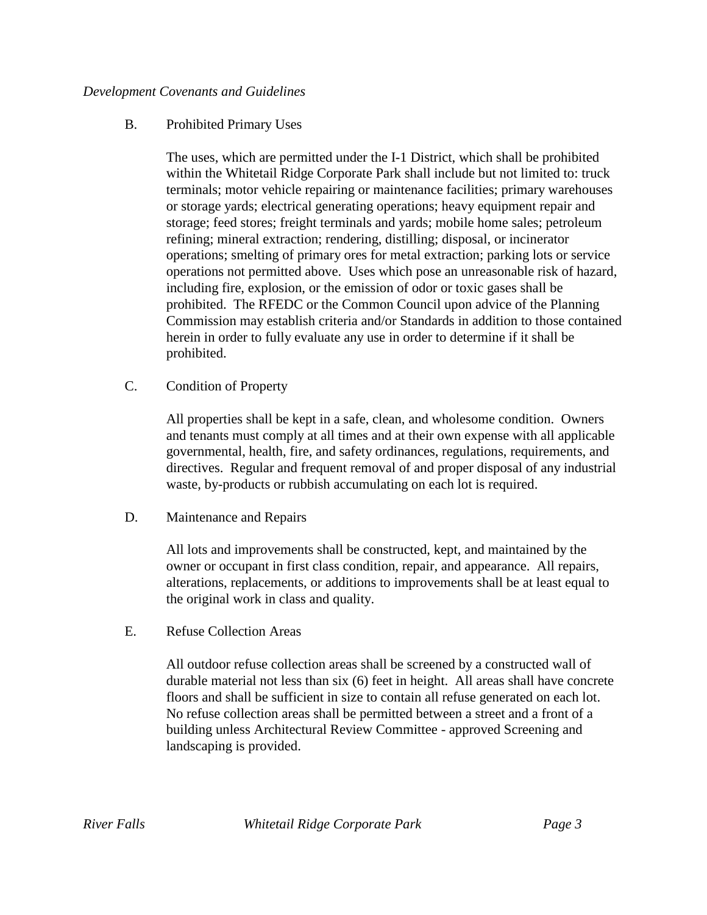B. Prohibited Primary Uses

The uses, which are permitted under the I-1 District, which shall be prohibited within the Whitetail Ridge Corporate Park shall include but not limited to: truck terminals; motor vehicle repairing or maintenance facilities; primary warehouses or storage yards; electrical generating operations; heavy equipment repair and storage; feed stores; freight terminals and yards; mobile home sales; petroleum refining; mineral extraction; rendering, distilling; disposal, or incinerator operations; smelting of primary ores for metal extraction; parking lots or service operations not permitted above. Uses which pose an unreasonable risk of hazard, including fire, explosion, or the emission of odor or toxic gases shall be prohibited. The RFEDC or the Common Council upon advice of the Planning Commission may establish criteria and/or Standards in addition to those contained herein in order to fully evaluate any use in order to determine if it shall be prohibited.

C. Condition of Property

All properties shall be kept in a safe, clean, and wholesome condition. Owners and tenants must comply at all times and at their own expense with all applicable governmental, health, fire, and safety ordinances, regulations, requirements, and directives. Regular and frequent removal of and proper disposal of any industrial waste, by-products or rubbish accumulating on each lot is required.

D. Maintenance and Repairs

All lots and improvements shall be constructed, kept, and maintained by the owner or occupant in first class condition, repair, and appearance. All repairs, alterations, replacements, or additions to improvements shall be at least equal to the original work in class and quality.

E. Refuse Collection Areas

All outdoor refuse collection areas shall be screened by a constructed wall of durable material not less than six (6) feet in height. All areas shall have concrete floors and shall be sufficient in size to contain all refuse generated on each lot. No refuse collection areas shall be permitted between a street and a front of a building unless Architectural Review Committee - approved Screening and landscaping is provided.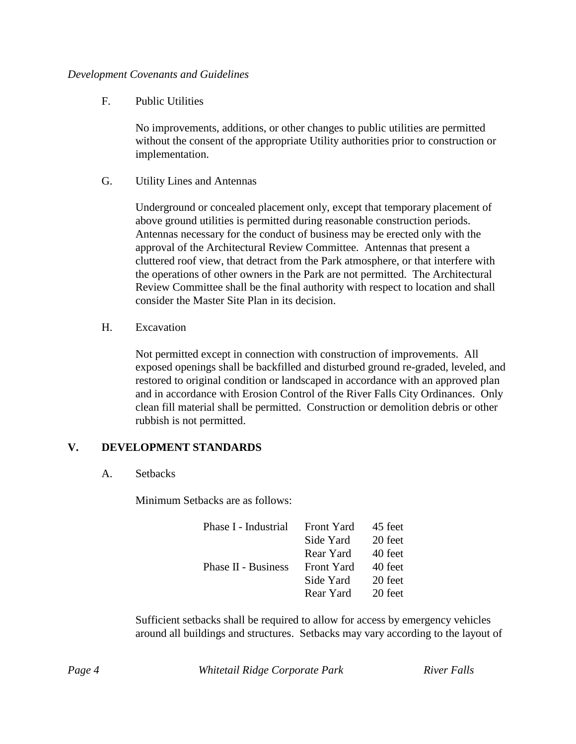F. Public Utilities

No improvements, additions, or other changes to public utilities are permitted without the consent of the appropriate Utility authorities prior to construction or implementation.

G. Utility Lines and Antennas

Underground or concealed placement only, except that temporary placement of above ground utilities is permitted during reasonable construction periods. Antennas necessary for the conduct of business may be erected only with the approval of the Architectural Review Committee. Antennas that present a cluttered roof view, that detract from the Park atmosphere, or that interfere with the operations of other owners in the Park are not permitted. The Architectural Review Committee shall be the final authority with respect to location and shall consider the Master Site Plan in its decision.

H. Excavation

Not permitted except in connection with construction of improvements. All exposed openings shall be backfilled and disturbed ground re-graded, leveled, and restored to original condition or landscaped in accordance with an approved plan and in accordance with Erosion Control of the River Falls City Ordinances. Only clean fill material shall be permitted. Construction or demolition debris or other rubbish is not permitted.

## V. DEVELOPMENT STANDARDS

A. Setbacks

Minimum Setbacks are as follows:

| | | |
|---|---|---|
| Phase I - Industrial | Front Yard | 45 feet |
| | Side Yard | 20 feet |
| | Rear Yard | 40 feet |
| Phase II - Business | Front Yard | 40 feet |
| | Side Yard | 20 feet |
| | Rear Yard | 20 feet |

Sufficient setbacks shall be required to allow for access by emergency vehicles around all buildings and structures. Setbacks may vary according to the layout of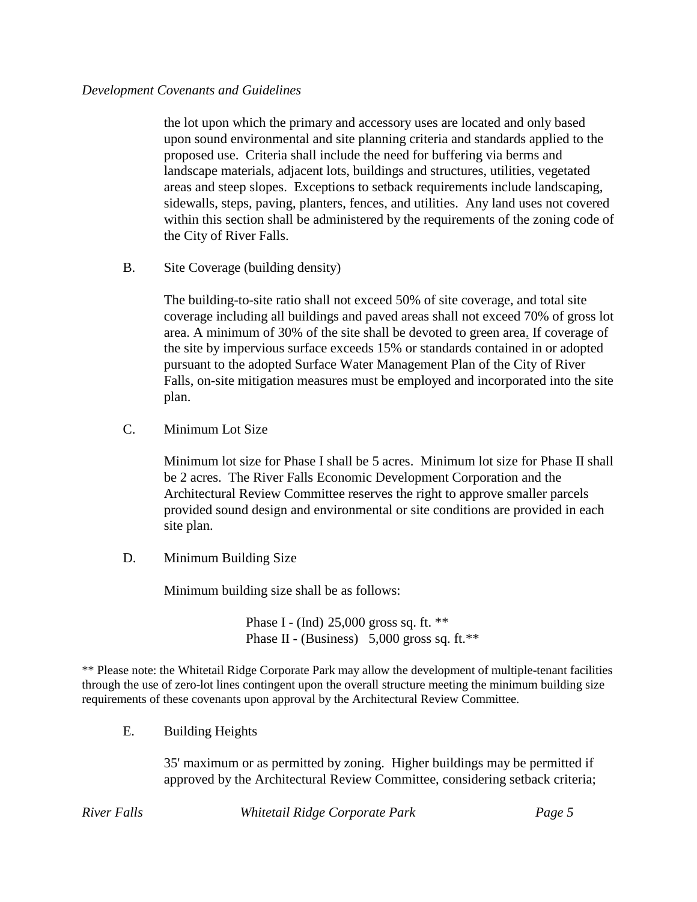the lot upon which the primary and accessory uses are located and only based upon sound environmental and site planning criteria and standards applied to the proposed use. Criteria shall include the need for buffering via berms and landscape materials, adjacent lots, buildings and structures, utilities, vegetated areas and steep slopes. Exceptions to setback requirements include landscaping, sidewalls, steps, paving, planters, fences, and utilities. Any land uses not covered within this section shall be administered by the requirements of the zoning code of the City of River Falls.

B. Site Coverage (building density)

The building-to-site ratio shall not exceed 50% of site coverage, and total site coverage including all buildings and paved areas shall not exceed 70% of gross lot area. A minimum of 30% of the site shall be devoted to green area. If coverage of the site by impervious surface exceeds 15% or standards contained in or adopted pursuant to the adopted Surface Water Management Plan of the City of River Falls, on-site mitigation measures must be employed and incorporated into the site plan.

C. Minimum Lot Size

Minimum lot size for Phase I shall be 5 acres. Minimum lot size for Phase II shall be 2 acres. The River Falls Economic Development Corporation and the Architectural Review Committee reserves the right to approve smaller parcels provided sound design and environmental or site conditions are provided in each site plan.

D. Minimum Building Size

Minimum building size shall be as follows:

Phase I - (Ind) 25,000 gross sq. ft. **
Phase II - (Business) 5,000 gross sq. ft.**

** Please note: the Whitetail Ridge Corporate Park may allow the development of multiple-tenant facilities through the use of zero-lot lines contingent upon the overall structure meeting the minimum building size requirements of these covenants upon approval by the Architectural Review Committee.

E. Building Heights

35' maximum or as permitted by zoning. Higher buildings may be permitted if approved by the Architectural Review Committee, considering setback criteria;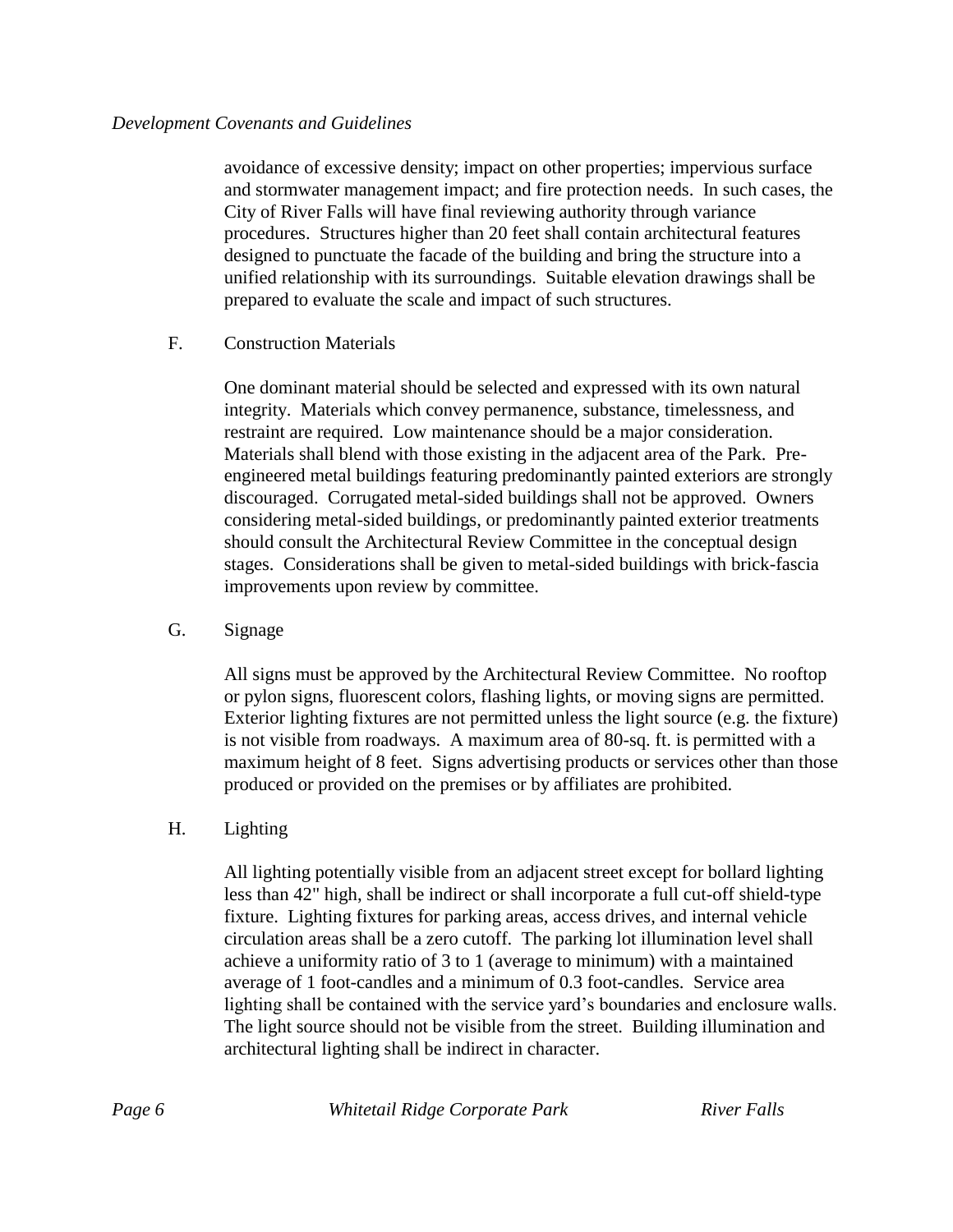avoidance of excessive density; impact on other properties; impervious surface and stormwater management impact; and fire protection needs. In such cases, the City of River Falls will have final reviewing authority through variance procedures. Structures higher than 20 feet shall contain architectural features designed to punctuate the facade of the building and bring the structure into a unified relationship with its surroundings. Suitable elevation drawings shall be prepared to evaluate the scale and impact of such structures.

F. Construction Materials

One dominant material should be selected and expressed with its own natural integrity. Materials which convey permanence, substance, timelessness, and restraint are required. Low maintenance should be a major consideration. Materials shall blend with those existing in the adjacent area of the Park. Pre-engineered metal buildings featuring predominantly painted exteriors are strongly discouraged. Corrugated metal-sided buildings shall not be approved. Owners considering metal-sided buildings, or predominantly painted exterior treatments should consult the Architectural Review Committee in the conceptual design stages. Considerations shall be given to metal-sided buildings with brick-fascia improvements upon review by committee.

G. Signage

All signs must be approved by the Architectural Review Committee. No rooftop or pylon signs, fluorescent colors, flashing lights, or moving signs are permitted. Exterior lighting fixtures are not permitted unless the light source (e.g. the fixture) is not visible from roadways. A maximum area of 80-sq. ft. is permitted with a maximum height of 8 feet. Signs advertising products or services other than those produced or provided on the premises or by affiliates are prohibited.

H. Lighting

All lighting potentially visible from an adjacent street except for bollard lighting less than 42" high, shall be indirect or shall incorporate a full cut-off shield-type fixture. Lighting fixtures for parking areas, access drives, and internal vehicle circulation areas shall be a zero cutoff. The parking lot illumination level shall achieve a uniformity ratio of 3 to 1 (average to minimum) with a maintained average of 1 foot-candles and a minimum of 0.3 foot-candles. Service area lighting shall be contained with the service yard's boundaries and enclosure walls. The light source should not be visible from the street. Building illumination and architectural lighting shall be indirect in character.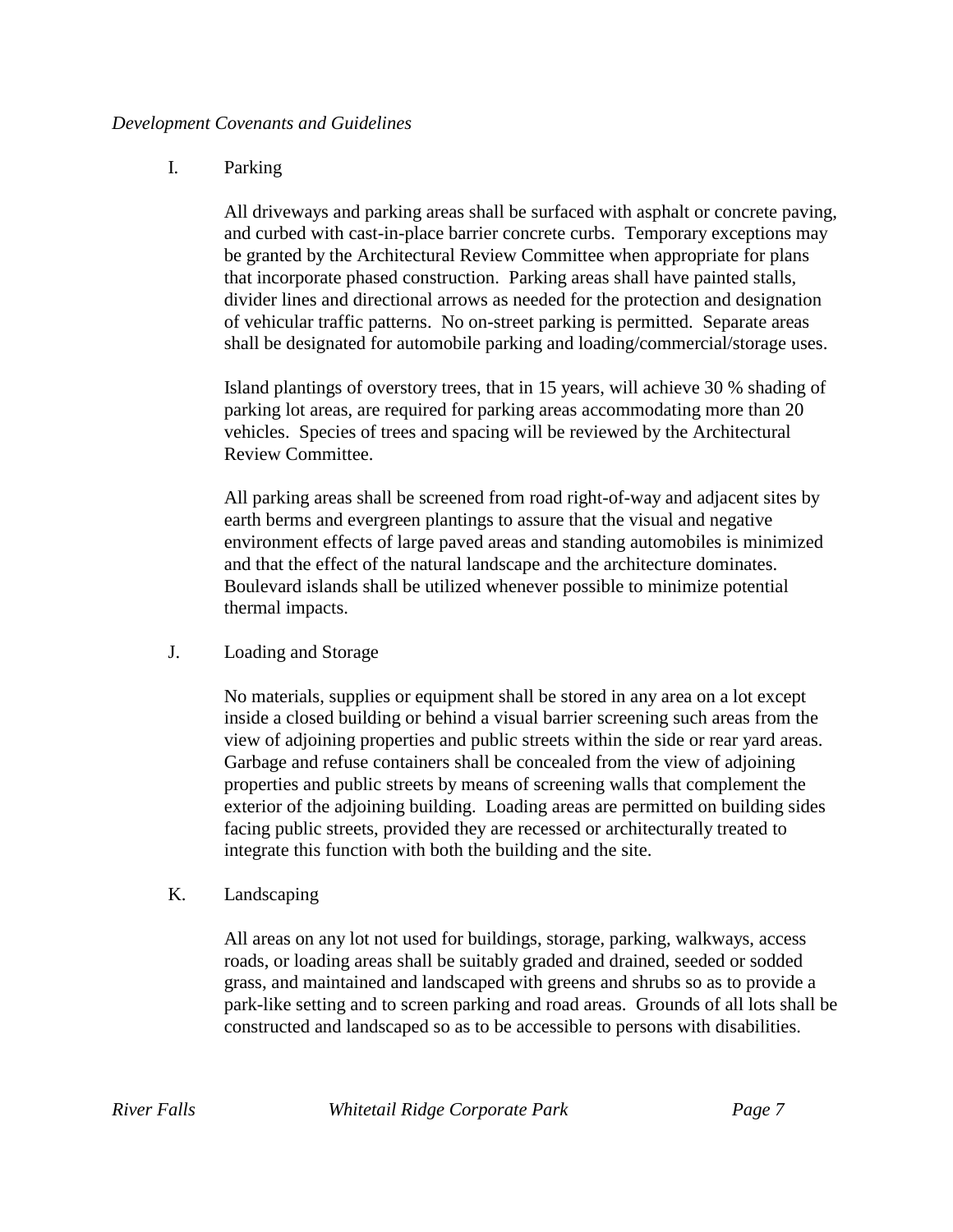*Development Covenants and Guidelines*

I. Parking

All driveways and parking areas shall be surfaced with asphalt or concrete paving, and curbed with cast-in-place barrier concrete curbs. Temporary exceptions may be granted by the Architectural Review Committee when appropriate for plans that incorporate phased construction. Parking areas shall have painted stalls, divider lines and directional arrows as needed for the protection and designation of vehicular traffic patterns. No on-street parking is permitted. Separate areas shall be designated for automobile parking and loading/commercial/storage uses.

Island plantings of overstory trees, that in 15 years, will achieve 30 % shading of parking lot areas, are required for parking areas accommodating more than 20 vehicles. Species of trees and spacing will be reviewed by the Architectural Review Committee.

All parking areas shall be screened from road right-of-way and adjacent sites by earth berms and evergreen plantings to assure that the visual and negative environment effects of large paved areas and standing automobiles is minimized and that the effect of the natural landscape and the architecture dominates. Boulevard islands shall be utilized whenever possible to minimize potential thermal impacts.

J. Loading and Storage

No materials, supplies or equipment shall be stored in any area on a lot except inside a closed building or behind a visual barrier screening such areas from the view of adjoining properties and public streets within the side or rear yard areas. Garbage and refuse containers shall be concealed from the view of adjoining properties and public streets by means of screening walls that complement the exterior of the adjoining building. Loading areas are permitted on building sides facing public streets, provided they are recessed or architecturally treated to integrate this function with both the building and the site.

K. Landscaping

All areas on any lot not used for buildings, storage, parking, walkways, access roads, or loading areas shall be suitably graded and drained, seeded or sodded grass, and maintained and landscaped with greens and shrubs so as to provide a park-like setting and to screen parking and road areas. Grounds of all lots shall be constructed and landscaped so as to be accessible to persons with disabilities.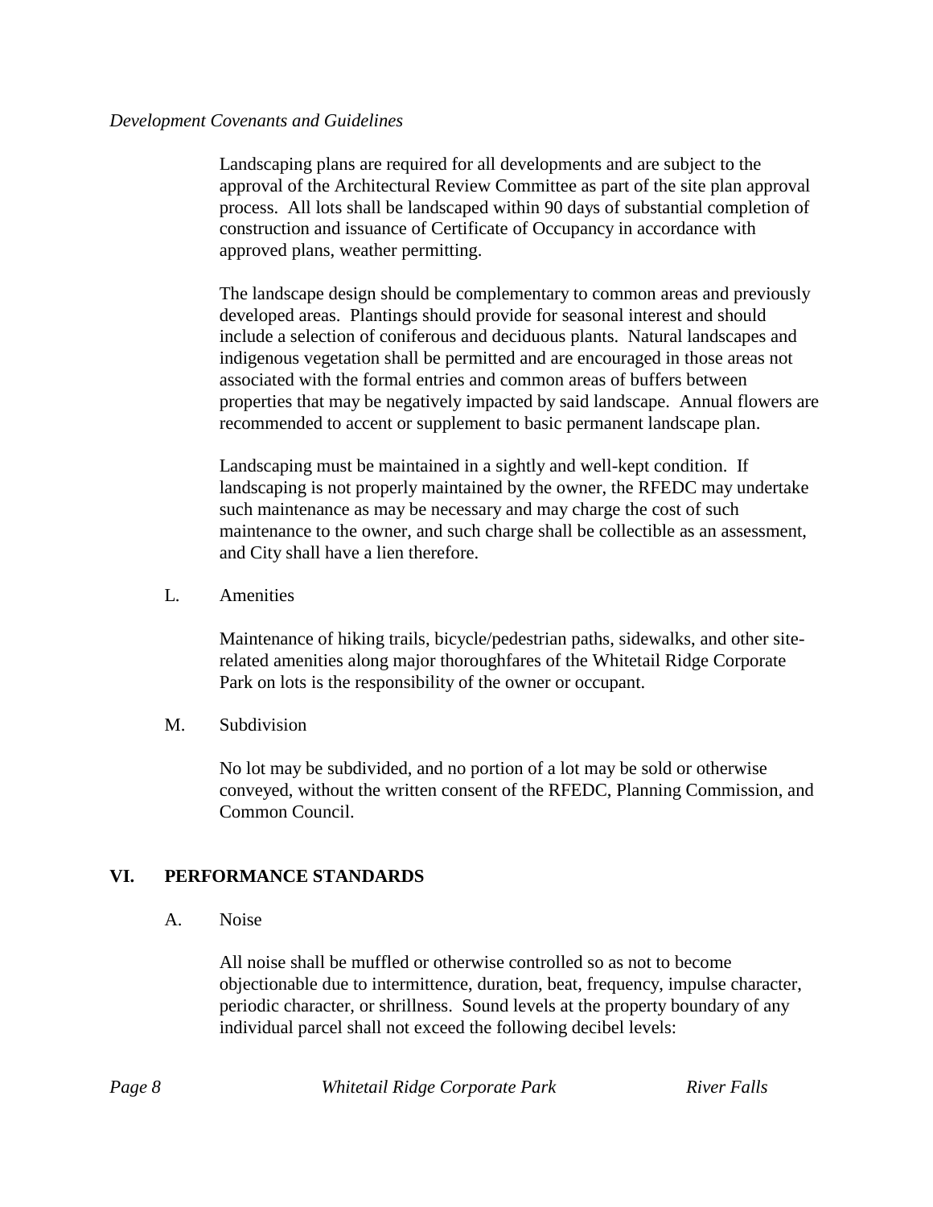Landscaping plans are required for all developments and are subject to the approval of the Architectural Review Committee as part of the site plan approval process. All lots shall be landscaped within 90 days of substantial completion of construction and issuance of Certificate of Occupancy in accordance with approved plans, weather permitting.

The landscape design should be complementary to common areas and previously developed areas. Plantings should provide for seasonal interest and should include a selection of coniferous and deciduous plants. Natural landscapes and indigenous vegetation shall be permitted and are encouraged in those areas not associated with the formal entries and common areas of buffers between properties that may be negatively impacted by said landscape. Annual flowers are recommended to accent or supplement to basic permanent landscape plan.

Landscaping must be maintained in a sightly and well-kept condition. If landscaping is not properly maintained by the owner, the RFEDC may undertake such maintenance as may be necessary and may charge the cost of such maintenance to the owner, and such charge shall be collectible as an assessment, and City shall have a lien therefore.

L. Amenities

Maintenance of hiking trails, bicycle/pedestrian paths, sidewalks, and other site-related amenities along major thoroughfares of the Whitetail Ridge Corporate Park on lots is the responsibility of the owner or occupant.

M. Subdivision

No lot may be subdivided, and no portion of a lot may be sold or otherwise conveyed, without the written consent of the RFEDC, Planning Commission, and Common Council.

## VI. PERFORMANCE STANDARDS

A. Noise

All noise shall be muffled or otherwise controlled so as not to become objectionable due to intermittence, duration, beat, frequency, impulse character, periodic character, or shrillness. Sound levels at the property boundary of any individual parcel shall not exceed the following decibel levels: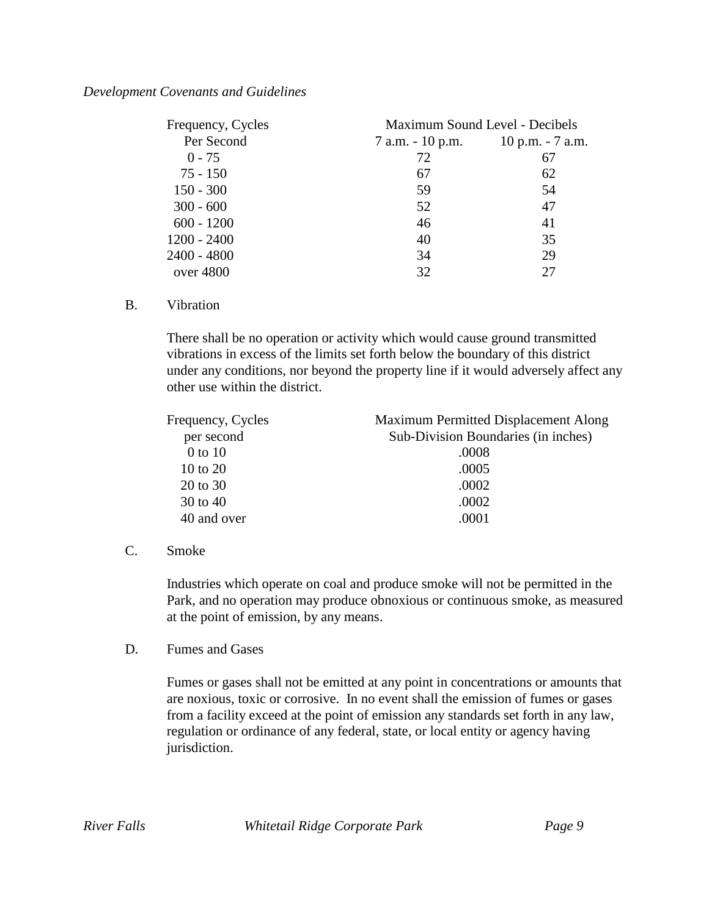| Frequency, Cycles Per Second | Maximum Sound Level - Decibels | |
|---|---|---|
| | 7 a.m. - 10 p.m. | 10 p.m. - 7 a.m. |
| 0 - 75 | 72 | 67 |
| 75 - 150 | 67 | 62 |
| 150 - 300 | 59 | 54 |
| 300 - 600 | 52 | 47 |
| 600 - 1200 | 46 | 41 |
| 1200 - 2400 | 40 | 35 |
| 2400 - 4800 | 34 | 29 |
| over 4800 | 32 | 27 |

B. Vibration

There shall be no operation or activity which would cause ground transmitted vibrations in excess of the limits set forth below the boundary of this district under any conditions, nor beyond the property line if it would adversely affect any other use within the district.

| Frequency, Cycles per second | Maximum Permitted Displacement Along Sub-Division Boundaries (in inches) |
|---|---|
| 0 to 10 | .0008 |
| 10 to 20 | .0005 |
| 20 to 30 | .0002 |
| 30 to 40 | .0002 |
| 40 and over | .0001 |

C. Smoke

Industries which operate on coal and produce smoke will not be permitted in the Park, and no operation may produce obnoxious or continuous smoke, as measured at the point of emission, by any means.

D. Fumes and Gases

Fumes or gases shall not be emitted at any point in concentrations or amounts that are noxious, toxic or corrosive. In no event shall the emission of fumes or gases from a facility exceed at the point of emission any standards set forth in any law, regulation or ordinance of any federal, state, or local entity or agency having jurisdiction.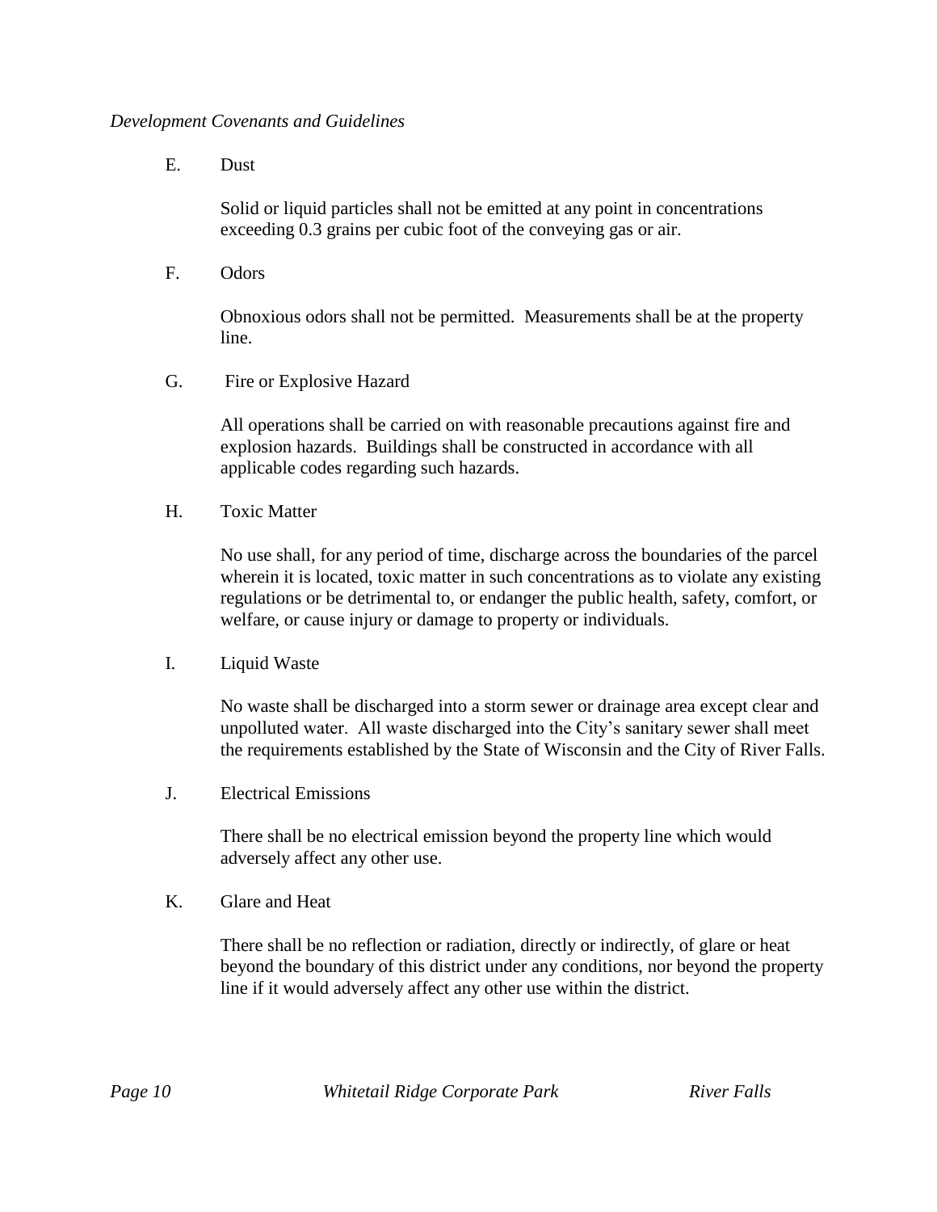E. Dust

Solid or liquid particles shall not be emitted at any point in concentrations exceeding 0.3 grains per cubic foot of the conveying gas or air.

F. Odors

Obnoxious odors shall not be permitted. Measurements shall be at the property line.

G. Fire or Explosive Hazard

All operations shall be carried on with reasonable precautions against fire and explosion hazards. Buildings shall be constructed in accordance with all applicable codes regarding such hazards.

H. Toxic Matter

No use shall, for any period of time, discharge across the boundaries of the parcel wherein it is located, toxic matter in such concentrations as to violate any existing regulations or be detrimental to, or endanger the public health, safety, comfort, or welfare, or cause injury or damage to property or individuals.

I. Liquid Waste

No waste shall be discharged into a storm sewer or drainage area except clear and unpolluted water. All waste discharged into the City's sanitary sewer shall meet the requirements established by the State of Wisconsin and the City of River Falls.

J. Electrical Emissions

There shall be no electrical emission beyond the property line which would adversely affect any other use.

K. Glare and Heat

There shall be no reflection or radiation, directly or indirectly, of glare or heat beyond the boundary of this district under any conditions, nor beyond the property line if it would adversely affect any other use within the district.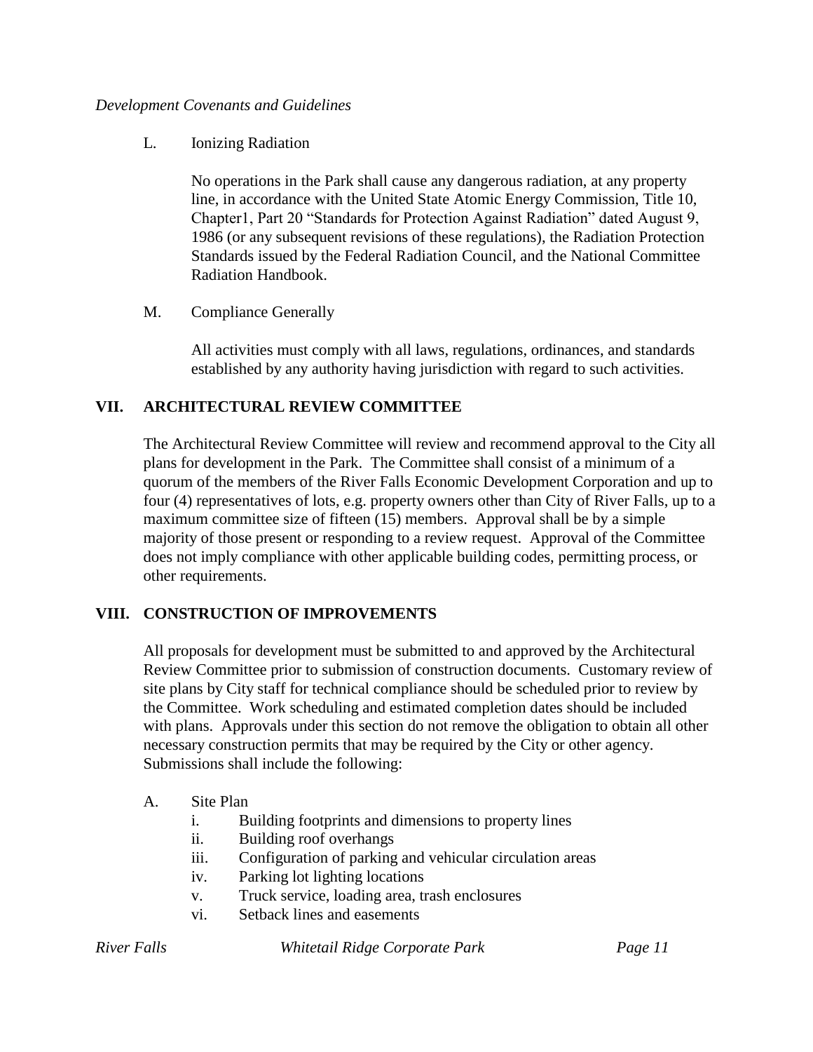L. Ionizing Radiation

No operations in the Park shall cause any dangerous radiation, at any property line, in accordance with the United State Atomic Energy Commission, Title 10, Chapter1, Part 20 "Standards for Protection Against Radiation" dated August 9, 1986 (or any subsequent revisions of these regulations), the Radiation Protection Standards issued by the Federal Radiation Council, and the National Committee Radiation Handbook.

M. Compliance Generally

All activities must comply with all laws, regulations, ordinances, and standards established by any authority having jurisdiction with regard to such activities.

## VII. ARCHITECTURAL REVIEW COMMITTEE

The Architectural Review Committee will review and recommend approval to the City all plans for development in the Park. The Committee shall consist of a minimum of a quorum of the members of the River Falls Economic Development Corporation and up to four (4) representatives of lots, e.g. property owners other than City of River Falls, up to a maximum committee size of fifteen (15) members. Approval shall be by a simple majority of those present or responding to a review request. Approval of the Committee does not imply compliance with other applicable building codes, permitting process, or other requirements.

## VIII. CONSTRUCTION OF IMPROVEMENTS

All proposals for development must be submitted to and approved by the Architectural Review Committee prior to submission of construction documents. Customary review of site plans by City staff for technical compliance should be scheduled prior to review by the Committee. Work scheduling and estimated completion dates should be included with plans. Approvals under this section do not remove the obligation to obtain all other necessary construction permits that may be required by the City or other agency. Submissions shall include the following:

A. Site Plan
   - i. Building footprints and dimensions to property lines
   - ii. Building roof overhangs
   - iii. Configuration of parking and vehicular circulation areas
   - iv. Parking lot lighting locations
   - v. Truck service, loading area, trash enclosures
   - vi. Setback lines and easements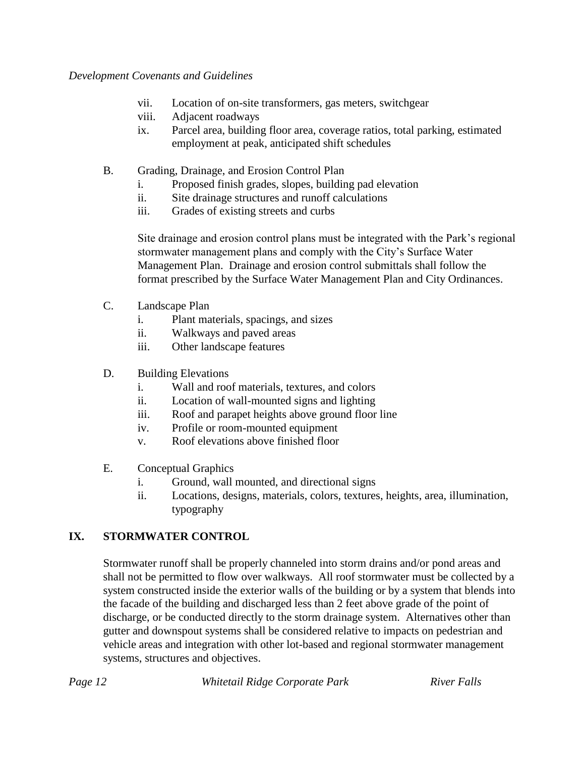vii. Location of on-site transformers, gas meters, switchgear
viii. Adjacent roadways
ix. Parcel area, building floor area, coverage ratios, total parking, estimated employment at peak, anticipated shift schedules

B. Grading, Drainage, and Erosion Control Plan
   i. Proposed finish grades, slopes, building pad elevation
   ii. Site drainage structures and runoff calculations
   iii. Grades of existing streets and curbs

   Site drainage and erosion control plans must be integrated with the Park's regional stormwater management plans and comply with the City's Surface Water Management Plan. Drainage and erosion control submittals shall follow the format prescribed by the Surface Water Management Plan and City Ordinances.

C. Landscape Plan
   i. Plant materials, spacings, and sizes
   ii. Walkways and paved areas
   iii. Other landscape features

D. Building Elevations
   i. Wall and roof materials, textures, and colors
   ii. Location of wall-mounted signs and lighting
   iii. Roof and parapet heights above ground floor line
   iv. Profile or room-mounted equipment
   v. Roof elevations above finished floor

E. Conceptual Graphics
   i. Ground, wall mounted, and directional signs
   ii. Locations, designs, materials, colors, textures, heights, area, illumination, typography

## IX. STORMWATER CONTROL

Stormwater runoff shall be properly channeled into storm drains and/or pond areas and shall not be permitted to flow over walkways. All roof stormwater must be collected by a system constructed inside the exterior walls of the building or by a system that blends into the facade of the building and discharged less than 2 feet above grade of the point of discharge, or be conducted directly to the storm drainage system. Alternatives other than gutter and downspout systems shall be considered relative to impacts on pedestrian and vehicle areas and integration with other lot-based and regional stormwater management systems, structures and objectives.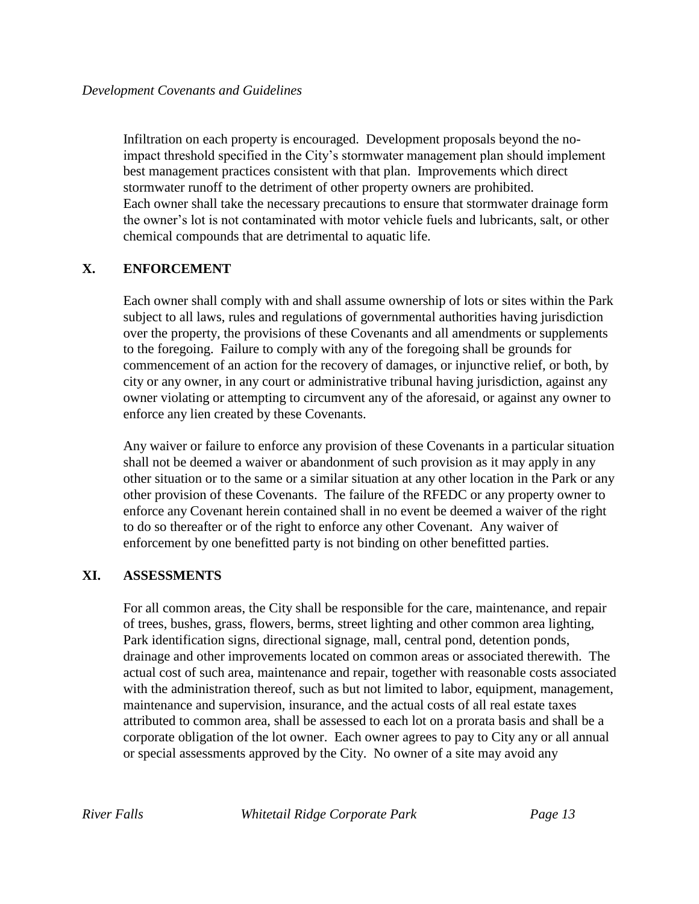Infiltration on each property is encouraged. Development proposals beyond the no-impact threshold specified in the City's stormwater management plan should implement best management practices consistent with that plan. Improvements which direct stormwater runoff to the detriment of other property owners are prohibited. Each owner shall take the necessary precautions to ensure that stormwater drainage form the owner's lot is not contaminated with motor vehicle fuels and lubricants, salt, or other chemical compounds that are detrimental to aquatic life.

## X. ENFORCEMENT

Each owner shall comply with and shall assume ownership of lots or sites within the Park subject to all laws, rules and regulations of governmental authorities having jurisdiction over the property, the provisions of these Covenants and all amendments or supplements to the foregoing. Failure to comply with any of the foregoing shall be grounds for commencement of an action for the recovery of damages, or injunctive relief, or both, by city or any owner, in any court or administrative tribunal having jurisdiction, against any owner violating or attempting to circumvent any of the aforesaid, or against any owner to enforce any lien created by these Covenants.

Any waiver or failure to enforce any provision of these Covenants in a particular situation shall not be deemed a waiver or abandonment of such provision as it may apply in any other situation or to the same or a similar situation at any other location in the Park or any other provision of these Covenants. The failure of the RFEDC or any property owner to enforce any Covenant herein contained shall in no event be deemed a waiver of the right to do so thereafter or of the right to enforce any other Covenant. Any waiver of enforcement by one benefitted party is not binding on other benefitted parties.

## XI. ASSESSMENTS

For all common areas, the City shall be responsible for the care, maintenance, and repair of trees, bushes, grass, flowers, berms, street lighting and other common area lighting, Park identification signs, directional signage, mall, central pond, detention ponds, drainage and other improvements located on common areas or associated therewith. The actual cost of such area, maintenance and repair, together with reasonable costs associated with the administration thereof, such as but not limited to labor, equipment, management, maintenance and supervision, insurance, and the actual costs of all real estate taxes attributed to common area, shall be assessed to each lot on a prorata basis and shall be a corporate obligation of the lot owner. Each owner agrees to pay to City any or all annual or special assessments approved by the City. No owner of a site may avoid any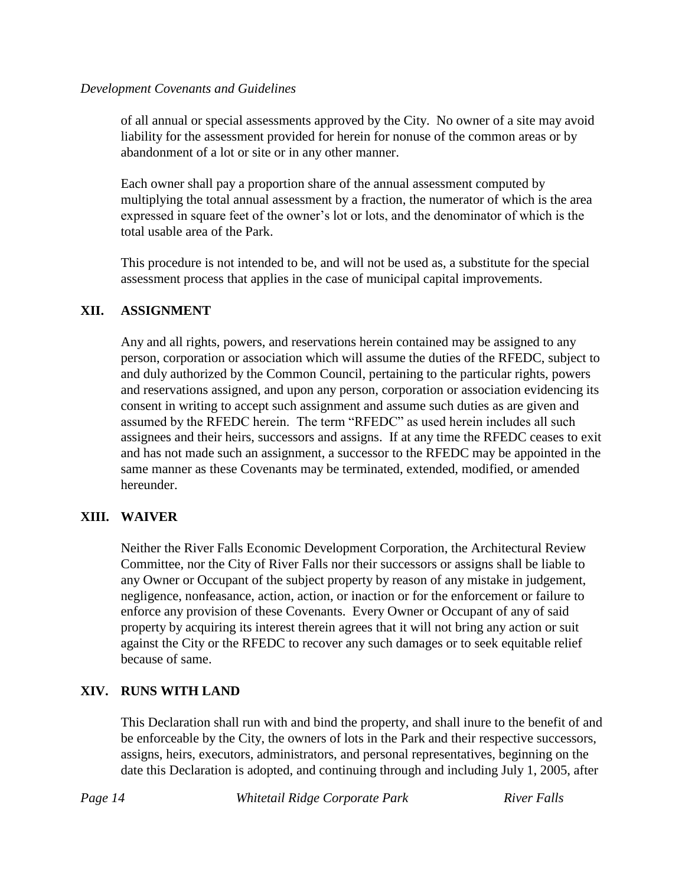of all annual or special assessments approved by the City. No owner of a site may avoid liability for the assessment provided for herein for nonuse of the common areas or by abandonment of a lot or site or in any other manner.

Each owner shall pay a proportion share of the annual assessment computed by multiplying the total annual assessment by a fraction, the numerator of which is the area expressed in square feet of the owner's lot or lots, and the denominator of which is the total usable area of the Park.

This procedure is not intended to be, and will not be used as, a substitute for the special assessment process that applies in the case of municipal capital improvements.

## XII. ASSIGNMENT

Any and all rights, powers, and reservations herein contained may be assigned to any person, corporation or association which will assume the duties of the RFEDC, subject to and duly authorized by the Common Council, pertaining to the particular rights, powers and reservations assigned, and upon any person, corporation or association evidencing its consent in writing to accept such assignment and assume such duties as are given and assumed by the RFEDC herein. The term "RFEDC" as used herein includes all such assignees and their heirs, successors and assigns. If at any time the RFEDC ceases to exit and has not made such an assignment, a successor to the RFEDC may be appointed in the same manner as these Covenants may be terminated, extended, modified, or amended hereunder.

## XIII. WAIVER

Neither the River Falls Economic Development Corporation, the Architectural Review Committee, nor the City of River Falls nor their successors or assigns shall be liable to any Owner or Occupant of the subject property by reason of any mistake in judgement, negligence, nonfeasance, action, action, or inaction or for the enforcement or failure to enforce any provision of these Covenants. Every Owner or Occupant of any of said property by acquiring its interest therein agrees that it will not bring any action or suit against the City or the RFEDC to recover any such damages or to seek equitable relief because of same.

## XIV. RUNS WITH LAND

This Declaration shall run with and bind the property, and shall inure to the benefit of and be enforceable by the City, the owners of lots in the Park and their respective successors, assigns, heirs, executors, administrators, and personal representatives, beginning on the date this Declaration is adopted, and continuing through and including July 1, 2005, after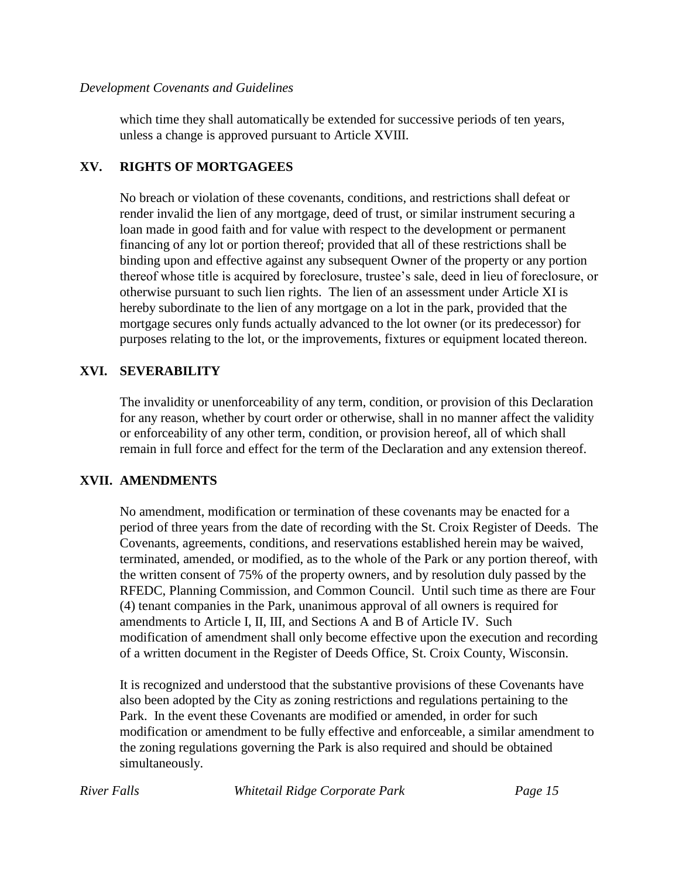which time they shall automatically be extended for successive periods of ten years, unless a change is approved pursuant to Article XVIII.

## XV. RIGHTS OF MORTGAGEES

No breach or violation of these covenants, conditions, and restrictions shall defeat or render invalid the lien of any mortgage, deed of trust, or similar instrument securing a loan made in good faith and for value with respect to the development or permanent financing of any lot or portion thereof; provided that all of these restrictions shall be binding upon and effective against any subsequent Owner of the property or any portion thereof whose title is acquired by foreclosure, trustee's sale, deed in lieu of foreclosure, or otherwise pursuant to such lien rights. The lien of an assessment under Article XI is hereby subordinate to the lien of any mortgage on a lot in the park, provided that the mortgage secures only funds actually advanced to the lot owner (or its predecessor) for purposes relating to the lot, or the improvements, fixtures or equipment located thereon.

## XVI. SEVERABILITY

The invalidity or unenforceability of any term, condition, or provision of this Declaration for any reason, whether by court order or otherwise, shall in no manner affect the validity or enforceability of any other term, condition, or provision hereof, all of which shall remain in full force and effect for the term of the Declaration and any extension thereof.

## XVII. AMENDMENTS

No amendment, modification or termination of these covenants may be enacted for a period of three years from the date of recording with the St. Croix Register of Deeds. The Covenants, agreements, conditions, and reservations established herein may be waived, terminated, amended, or modified, as to the whole of the Park or any portion thereof, with the written consent of 75% of the property owners, and by resolution duly passed by the RFEDC, Planning Commission, and Common Council. Until such time as there are Four (4) tenant companies in the Park, unanimous approval of all owners is required for amendments to Article I, II, III, and Sections A and B of Article IV. Such modification of amendment shall only become effective upon the execution and recording of a written document in the Register of Deeds Office, St. Croix County, Wisconsin.

It is recognized and understood that the substantive provisions of these Covenants have also been adopted by the City as zoning restrictions and regulations pertaining to the Park. In the event these Covenants are modified or amended, in order for such modification or amendment to be fully effective and enforceable, a similar amendment to the zoning regulations governing the Park is also required and should be obtained simultaneously.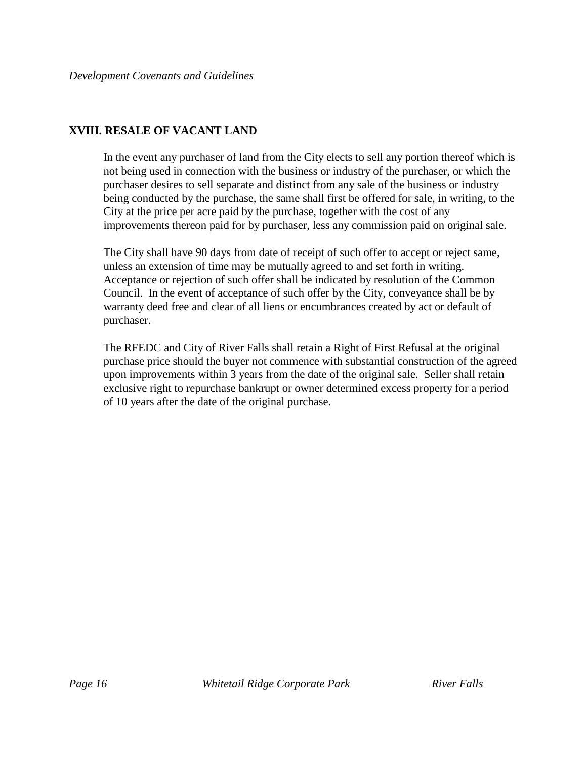## XVIII. RESALE OF VACANT LAND

In the event any purchaser of land from the City elects to sell any portion thereof which is not being used in connection with the business or industry of the purchaser, or which the purchaser desires to sell separate and distinct from any sale of the business or industry being conducted by the purchase, the same shall first be offered for sale, in writing, to the City at the price per acre paid by the purchase, together with the cost of any improvements thereon paid for by purchaser, less any commission paid on original sale.

The City shall have 90 days from date of receipt of such offer to accept or reject same, unless an extension of time may be mutually agreed to and set forth in writing. Acceptance or rejection of such offer shall be indicated by resolution of the Common Council. In the event of acceptance of such offer by the City, conveyance shall be by warranty deed free and clear of all liens or encumbrances created by act or default of purchaser.

The RFEDC and City of River Falls shall retain a Right of First Refusal at the original purchase price should the buyer not commence with substantial construction of the agreed upon improvements within 3 years from the date of the original sale. Seller shall retain exclusive right to repurchase bankrupt or owner determined excess property for a period of 10 years after the date of the original purchase.